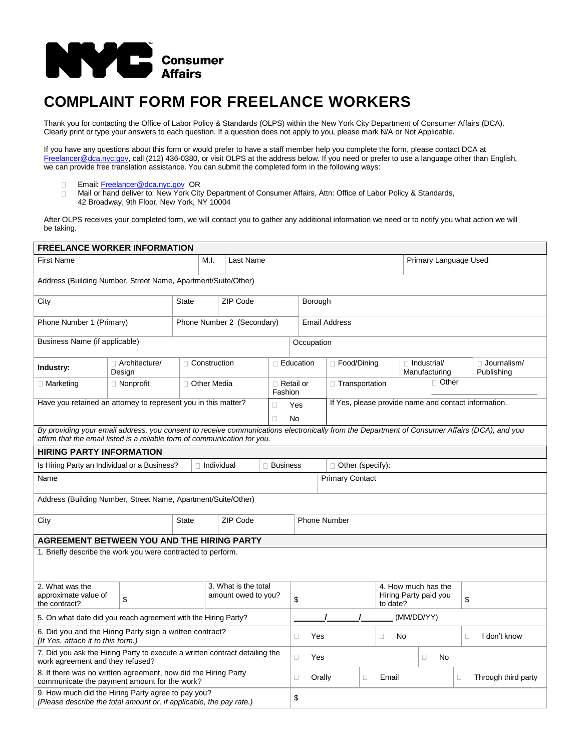NYC Consumer Affairs

# COMPLAINT FORM FOR FREELANCE WORKERS

Thank you for contacting the Office of Labor Policy & Standards (OLPS) within the New York City Department of Consumer Affairs (DCA). Clearly print or type your answers to each question. If a question does not apply to you, please mark N/A or Not Applicable.

If you have any questions about this form or would prefer to have a staff member help you complete the form, please contact DCA at Freelancer@dca.nyc.gov, call (212) 436-0380, or visit OLPS at the address below. If you need or prefer to use a language other than English, we can provide free translation assistance. You can submit the completed form in the following ways:

- Email: Freelancer@dca.nyc.gov OR
- Mail or hand deliver to: New York City Department of Consumer Affairs, Attn: Office of Labor Policy & Standards, 42 Broadway, 9th Floor, New York, NY 10004

After OLPS receives your completed form, we will contact you to gather any additional information we need or to notify you what action we will be taking.

## FREELANCE WORKER INFORMATION

| First Name | M.I. | Last Name | Primary Language Used |
|---|---|---|---|
| | | | |

| Address (Building Number, Street Name, Apartment/Suite/Other) |
|---|
| |

| City | State | ZIP Code | Borough |
|---|---|---|---|
| | | | |

| Phone Number 1 (Primary) | Phone Number 2 (Secondary) | Email Address |
|---|---|---|
| | | |

| Business Name (if applicable) | Occupation |
|---|---|
| | |

| **Industry:** | ☐ Architecture/ Design | ☐ Construction | ☐ Education | ☐ Food/Dining | ☐ Industrial/ Manufacturing | ☐ Journalism/ Publishing |
|---|---|---|---|---|---|---|
| ☐ Marketing | ☐ Nonprofit | ☐ Other Media | ☐ Retail or Fashion | ☐ Transportation | ☐ Other ________ | |

| Have you retained an attorney to represent you in this matter? | ☐ Yes ☐ No | If Yes, please provide name and contact information. |
|---|---|---|

*By providing your email address, you consent to receive communications electronically from the Department of Consumer Affairs (DCA), and you affirm that the email listed is a reliable form of communication for you.*

## HIRING PARTY INFORMATION

| Is Hiring Party an Individual or a Business? | ☐ Individual | ☐ Business | ☐ Other (specify): |
|---|---|---|---|

| Name | Primary Contact |
|---|---|
| | |

| Address (Building Number, Street Name, Apartment/Suite/Other) |
|---|
| |

| City | State | ZIP Code | Phone Number |
|---|---|---|---|
| | | | |

## AGREEMENT BETWEEN YOU AND THE HIRING PARTY

1. Briefly describe the work you were contracted to perform.

| 2. What was the approximate value of the contract? | $ | 3. What is the total amount owed to you? | $ | 4. How much has the Hiring Party paid you to date? | $ |
|---|---|---|---|---|---|

| Question | Response | | |
|---|---|---|---|
| 5. On what date did you reach agreement with the Hiring Party? | _____/_____/_____ (MM/DD/YY) | | |
| 6. Did you and the Hiring Party sign a written contract? *(If Yes, attach it to this form.)* | ☐ Yes | ☐ No | ☐ I don't know |
| 7. Did you ask the Hiring Party to execute a written contract detailing the work agreement and they refused? | ☐ Yes | ☐ No | |
| 8. If there was no written agreement, how did the Hiring Party communicate the payment amount for the work? | ☐ Orally | ☐ Email | ☐ Through third party |
| 9. How much did the Hiring Party agree to pay you? *(Please describe the total amount or, if applicable, the pay rate.)* | $ | | |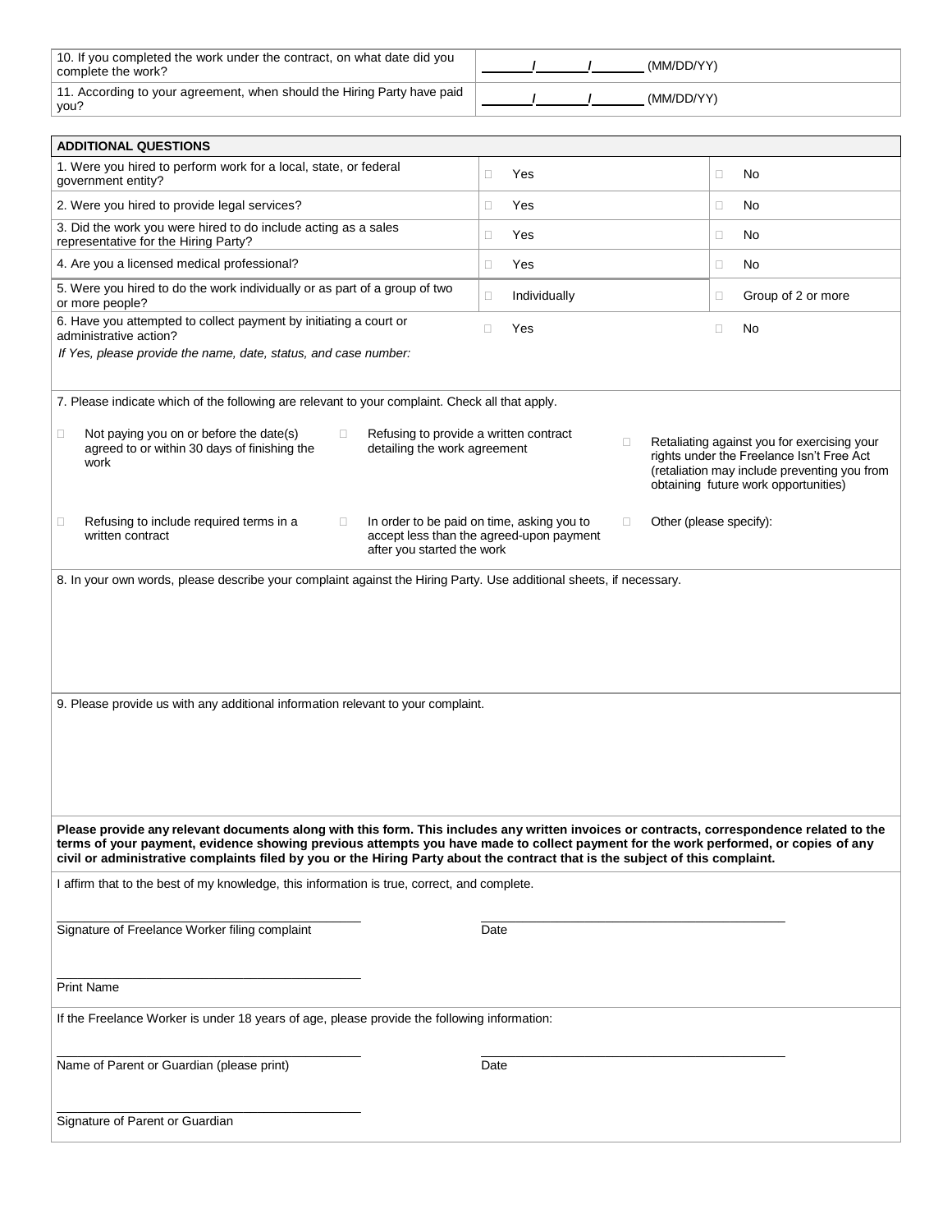| | |
|---|---|
| 10. If you completed the work under the contract, on what date did you complete the work? | ______/______/______ (MM/DD/YY) |
| 11. According to your agreement, when should the Hiring Party have paid you? | ______/______/______ (MM/DD/YY) |

| ADDITIONAL QUESTIONS | | |
|---|---|---|
| 1. Were you hired to perform work for a local, state, or federal government entity? | ☐ Yes | ☐ No |
| 2. Were you hired to provide legal services? | ☐ Yes | ☐ No |
| 3. Did the work you were hired to do include acting as a sales representative for the Hiring Party? | ☐ Yes | ☐ No |
| 4. Are you a licensed medical professional? | ☐ Yes | ☐ No |
| 5. Were you hired to do the work individually or as part of a group of two or more people? | ☐ Individually | ☐ Group of 2 or more |
| 6. Have you attempted to collect payment by initiating a court or administrative action? *If Yes, please provide the name, date, status, and case number:* | ☐ Yes | ☐ No |

7. Please indicate which of the following are relevant to your complaint. Check all that apply.

- ☐ Not paying you on or before the date(s) agreed to or within 30 days of finishing the work
- ☐ Refusing to provide a written contract detailing the work agreement
- ☐ Retaliating against you for exercising your rights under the Freelance Isn't Free Act (retaliation may include preventing you from obtaining future work opportunities)
- ☐ Refusing to include required terms in a written contract
- ☐ In order to be paid on time, asking you to accept less than the agreed-upon payment after you started the work
- ☐ Other (please specify):

8. In your own words, please describe your complaint against the Hiring Party. Use additional sheets, if necessary.

9. Please provide us with any additional information relevant to your complaint.

**Please provide any relevant documents along with this form. This includes any written invoices or contracts, correspondence related to the terms of your payment, evidence showing previous attempts you have made to collect payment for the work performed, or copies of any civil or administrative complaints filed by you or the Hiring Party about the contract that is the subject of this complaint.**

I affirm that to the best of my knowledge, this information is true, correct, and complete.

______________________________ Signature of Freelance Worker filing complaint

______________________________ Date

______________________________ Print Name

If the Freelance Worker is under 18 years of age, please provide the following information:

______________________________ Name of Parent or Guardian (please print)

______________________________ Date

______________________________ Signature of Parent or Guardian